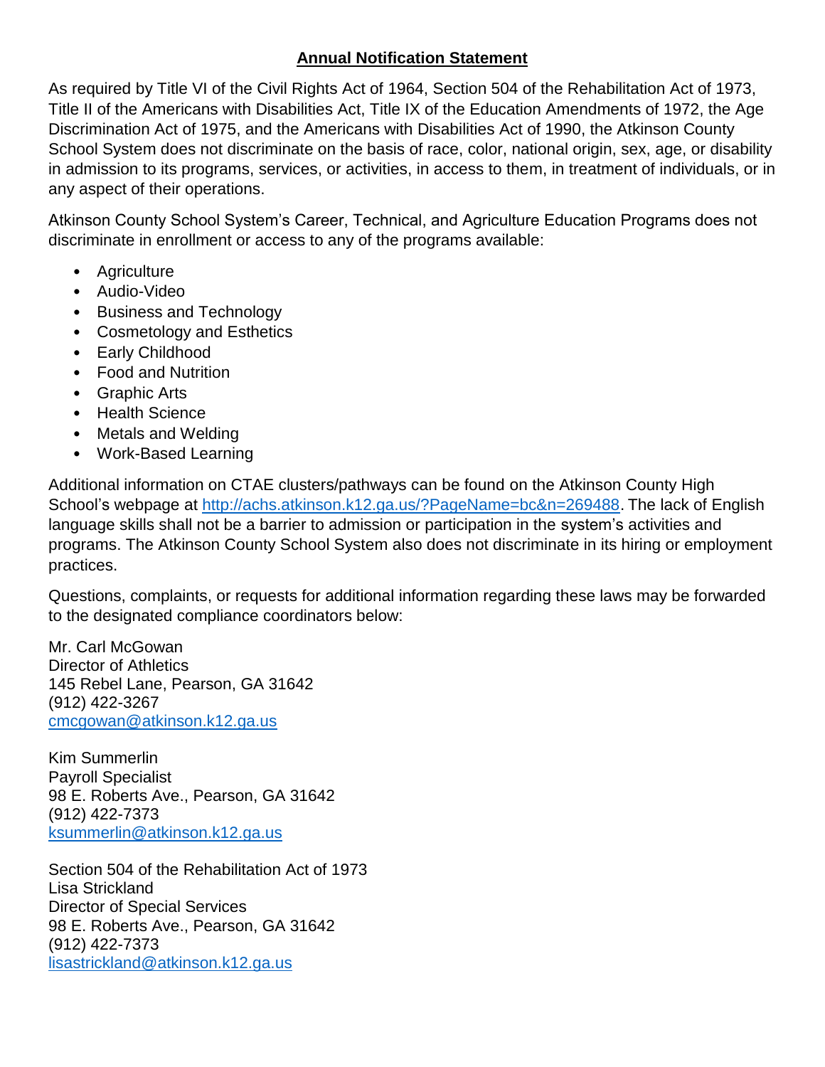## Annual Notification Statement

As required by Title VI of the Civil Rights Act of 1964, Section 504 of the Rehabilitation Act of 1973, Title II of the Americans with Disabilities Act, Title IX of the Education Amendments of 1972, the Age Discrimination Act of 1975, and the Americans with Disabilities Act of 1990, the Atkinson County School System does not discriminate on the basis of race, color, national origin, sex, age, or disability in admission to its programs, services, or activities, in access to them, in treatment of individuals, or in any aspect of their operations.

Atkinson County School System's Career, Technical, and Agriculture Education Programs does not discriminate in enrollment or access to any of the programs available:

- Agriculture
- Audio-Video
- Business and Technology
- Cosmetology and Esthetics
- Early Childhood
- Food and Nutrition
- Graphic Arts
- Health Science
- Metals and Welding
- Work-Based Learning

Additional information on CTAE clusters/pathways can be found on the Atkinson County High School's webpage at http://achs.atkinson.k12.ga.us/?PageName=bc&n=269488. The lack of English language skills shall not be a barrier to admission or participation in the system's activities and programs. The Atkinson County School System also does not discriminate in its hiring or employment practices.

Questions, complaints, or requests for additional information regarding these laws may be forwarded to the designated compliance coordinators below:

Mr. Carl McGowan
Director of Athletics
145 Rebel Lane, Pearson, GA 31642
(912) 422-3267
cmcgowan@atkinson.k12.ga.us

Kim Summerlin
Payroll Specialist
98 E. Roberts Ave., Pearson, GA 31642
(912) 422-7373
ksummerlin@atkinson.k12.ga.us

Section 504 of the Rehabilitation Act of 1973
Lisa Strickland
Director of Special Services
98 E. Roberts Ave., Pearson, GA 31642
(912) 422-7373
lisastrickland@atkinson.k12.ga.us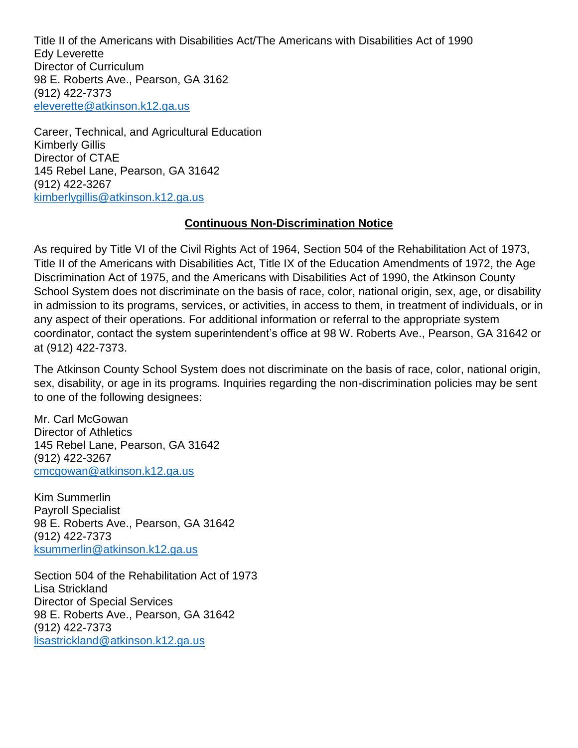Title II of the Americans with Disabilities Act/The Americans with Disabilities Act of 1990
Edy Leverette
Director of Curriculum
98 E. Roberts Ave., Pearson, GA 3162
(912) 422-7373
eleverette@atkinson.k12.ga.us

Career, Technical, and Agricultural Education
Kimberly Gillis
Director of CTAE
145 Rebel Lane, Pearson, GA 31642
(912) 422-3267
kimberlygillis@atkinson.k12.ga.us

## Continuous Non-Discrimination Notice

As required by Title VI of the Civil Rights Act of 1964, Section 504 of the Rehabilitation Act of 1973, Title II of the Americans with Disabilities Act, Title IX of the Education Amendments of 1972, the Age Discrimination Act of 1975, and the Americans with Disabilities Act of 1990, the Atkinson County School System does not discriminate on the basis of race, color, national origin, sex, age, or disability in admission to its programs, services, or activities, in access to them, in treatment of individuals, or in any aspect of their operations. For additional information or referral to the appropriate system coordinator, contact the system superintendent's office at 98 W. Roberts Ave., Pearson, GA 31642 or at (912) 422-7373.

The Atkinson County School System does not discriminate on the basis of race, color, national origin, sex, disability, or age in its programs. Inquiries regarding the non-discrimination policies may be sent to one of the following designees:

Mr. Carl McGowan
Director of Athletics
145 Rebel Lane, Pearson, GA 31642
(912) 422-3267
cmcgowan@atkinson.k12.ga.us

Kim Summerlin
Payroll Specialist
98 E. Roberts Ave., Pearson, GA 31642
(912) 422-7373
ksummerlin@atkinson.k12.ga.us

Section 504 of the Rehabilitation Act of 1973
Lisa Strickland
Director of Special Services
98 E. Roberts Ave., Pearson, GA 31642
(912) 422-7373
lisastrickland@atkinson.k12.ga.us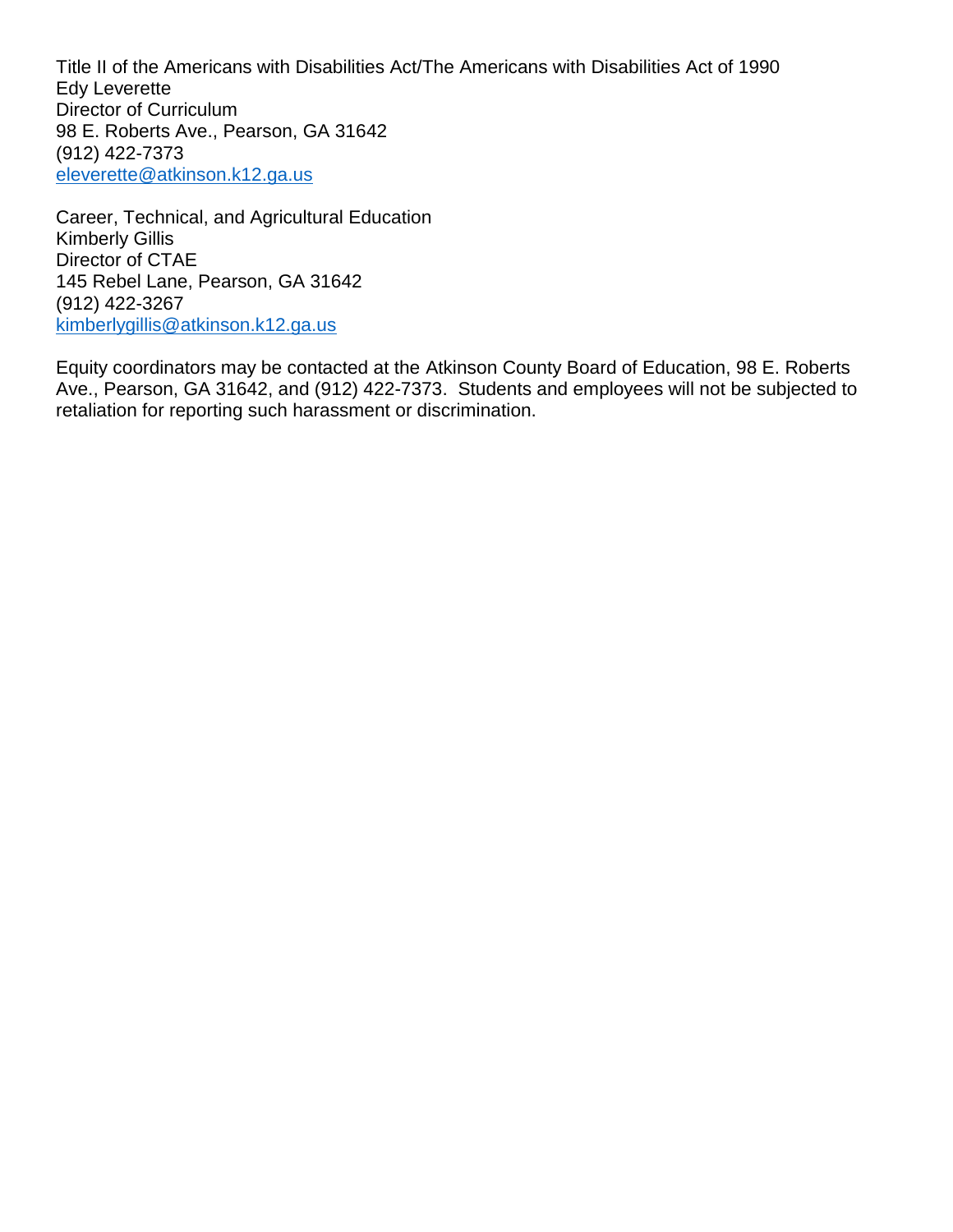Title II of the Americans with Disabilities Act/The Americans with Disabilities Act of 1990
Edy Leverette
Director of Curriculum
98 E. Roberts Ave., Pearson, GA 31642
(912) 422-7373
eleverette@atkinson.k12.ga.us

Career, Technical, and Agricultural Education
Kimberly Gillis
Director of CTAE
145 Rebel Lane, Pearson, GA 31642
(912) 422-3267
kimberlygillis@atkinson.k12.ga.us

Equity coordinators may be contacted at the Atkinson County Board of Education, 98 E. Roberts Ave., Pearson, GA 31642, and (912) 422-7373. Students and employees will not be subjected to retaliation for reporting such harassment or discrimination.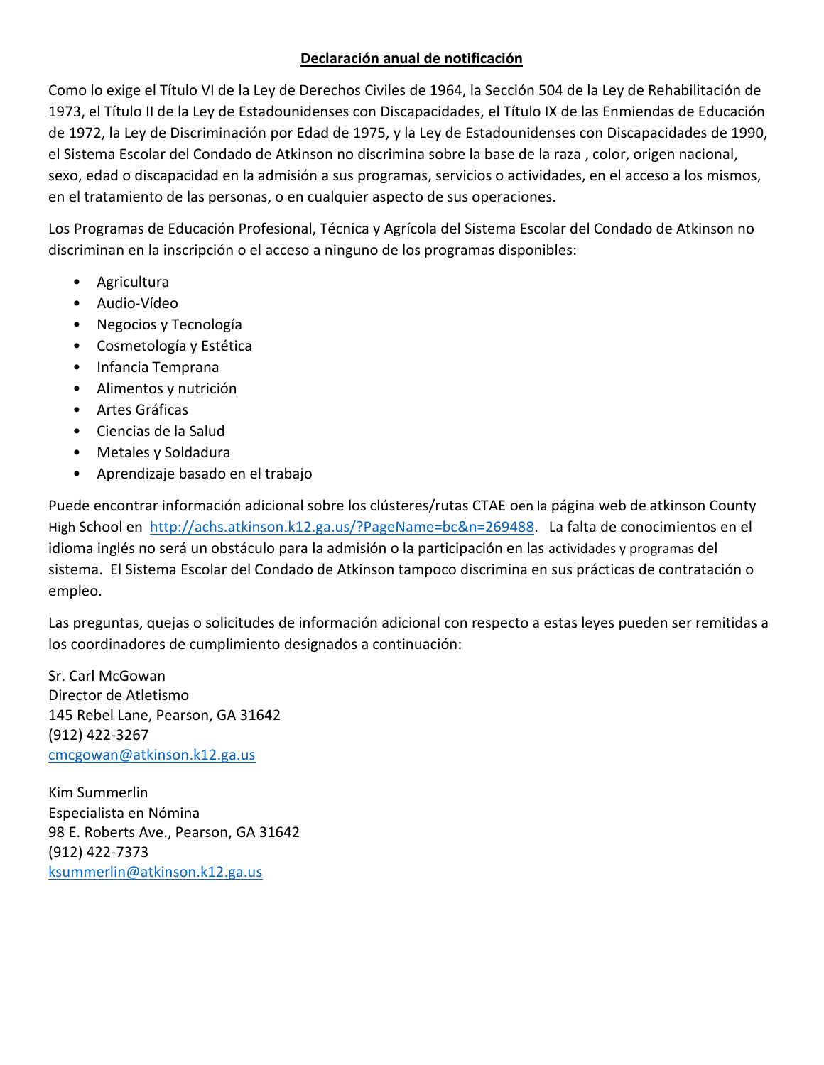**Declaración anual de notificación**

Como lo exige el Título VI de la Ley de Derechos Civiles de 1964, la Sección 504 de la Ley de Rehabilitación de 1973, el Título II de la Ley de Estadounidenses con Discapacidades, el Título IX de las Enmiendas de Educación de 1972, la Ley de Discriminación por Edad de 1975, y la Ley de Estadounidenses con Discapacidades de 1990, el Sistema Escolar del Condado de Atkinson no discrimina sobre la base de la raza , color, origen nacional, sexo, edad o discapacidad en la admisión a sus programas, servicios o actividades, en el acceso a los mismos, en el tratamiento de las personas, o en cualquier aspecto de sus operaciones.

Los Programas de Educación Profesional, Técnica y Agrícola del Sistema Escolar del Condado de Atkinson no discriminan en la inscripción o el acceso a ninguno de los programas disponibles:

- Agricultura
- Audio-Vídeo
- Negocios y Tecnología
- Cosmetología y Estética
- Infancia Temprana
- Alimentos y nutrición
- Artes Gráficas
- Ciencias de la Salud
- Metales y Soldadura
- Aprendizaje basado en el trabajo

Puede encontrar información adicional sobre los clústeres/rutas CTAE oen la página web de atkinson County High School en http://achs.atkinson.k12.ga.us/?PageName=bc&n=269488. La falta de conocimientos en el idioma inglés no será un obstáculo para la admisión o la participación en las actividades y programas del sistema. El Sistema Escolar del Condado de Atkinson tampoco discrimina en sus prácticas de contratación o empleo.

Las preguntas, quejas o solicitudes de información adicional con respecto a estas leyes pueden ser remitidas a los coordinadores de cumplimiento designados a continuación:

Sr. Carl McGowan
Director de Atletismo
145 Rebel Lane, Pearson, GA 31642
(912) 422-3267
cmcgowan@atkinson.k12.ga.us

Kim Summerlin
Especialista en Nómina
98 E. Roberts Ave., Pearson, GA 31642
(912) 422-7373
ksummerlin@atkinson.k12.ga.us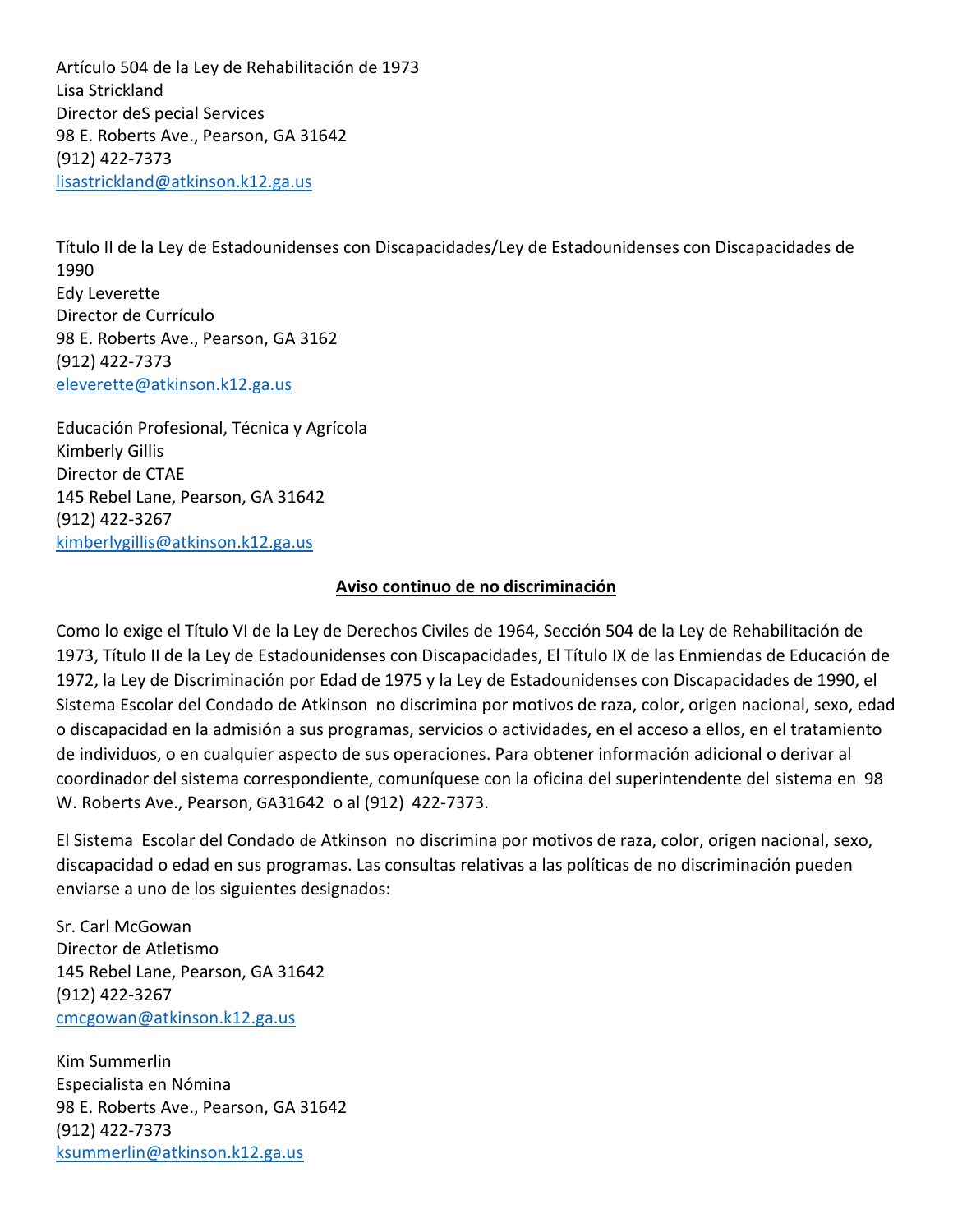Artículo 504 de la Ley de Rehabilitación de 1973
Lisa Strickland
Director deS pecial Services
98 E. Roberts Ave., Pearson, GA 31642
(912) 422-7373
lisastrickland@atkinson.k12.ga.us

Título II de la Ley de Estadounidenses con Discapacidades/Ley de Estadounidenses con Discapacidades de 1990
Edy Leverette
Director de Currículo
98 E. Roberts Ave., Pearson, GA 3162
(912) 422-7373
eleverette@atkinson.k12.ga.us

Educación Profesional, Técnica y Agrícola
Kimberly Gillis
Director de CTAE
145 Rebel Lane, Pearson, GA 31642
(912) 422-3267
kimberlygillis@atkinson.k12.ga.us

**Aviso continuo de no discriminación**

Como lo exige el Título VI de la Ley de Derechos Civiles de 1964, Sección 504 de la Ley de Rehabilitación de 1973, Título II de la Ley de Estadounidenses con Discapacidades, El Título IX de las Enmiendas de Educación de 1972, la Ley de Discriminación por Edad de 1975 y la Ley de Estadounidenses con Discapacidades de 1990, el Sistema Escolar del Condado de Atkinson no discrimina por motivos de raza, color, origen nacional, sexo, edad o discapacidad en la admisión a sus programas, servicios o actividades, en el acceso a ellos, en el tratamiento de individuos, o en cualquier aspecto de sus operaciones. Para obtener información adicional o derivar al coordinador del sistema correspondiente, comuníquese con la oficina del superintendente del sistema en 98 W. Roberts Ave., Pearson, GA31642 o al (912) 422-7373.

El Sistema Escolar del Condado de Atkinson no discrimina por motivos de raza, color, origen nacional, sexo, discapacidad o edad en sus programas. Las consultas relativas a las políticas de no discriminación pueden enviarse a uno de los siguientes designados:

Sr. Carl McGowan
Director de Atletismo
145 Rebel Lane, Pearson, GA 31642
(912) 422-3267
cmcgowan@atkinson.k12.ga.us

Kim Summerlin
Especialista en Nómina
98 E. Roberts Ave., Pearson, GA 31642
(912) 422-7373
ksummerlin@atkinson.k12.ga.us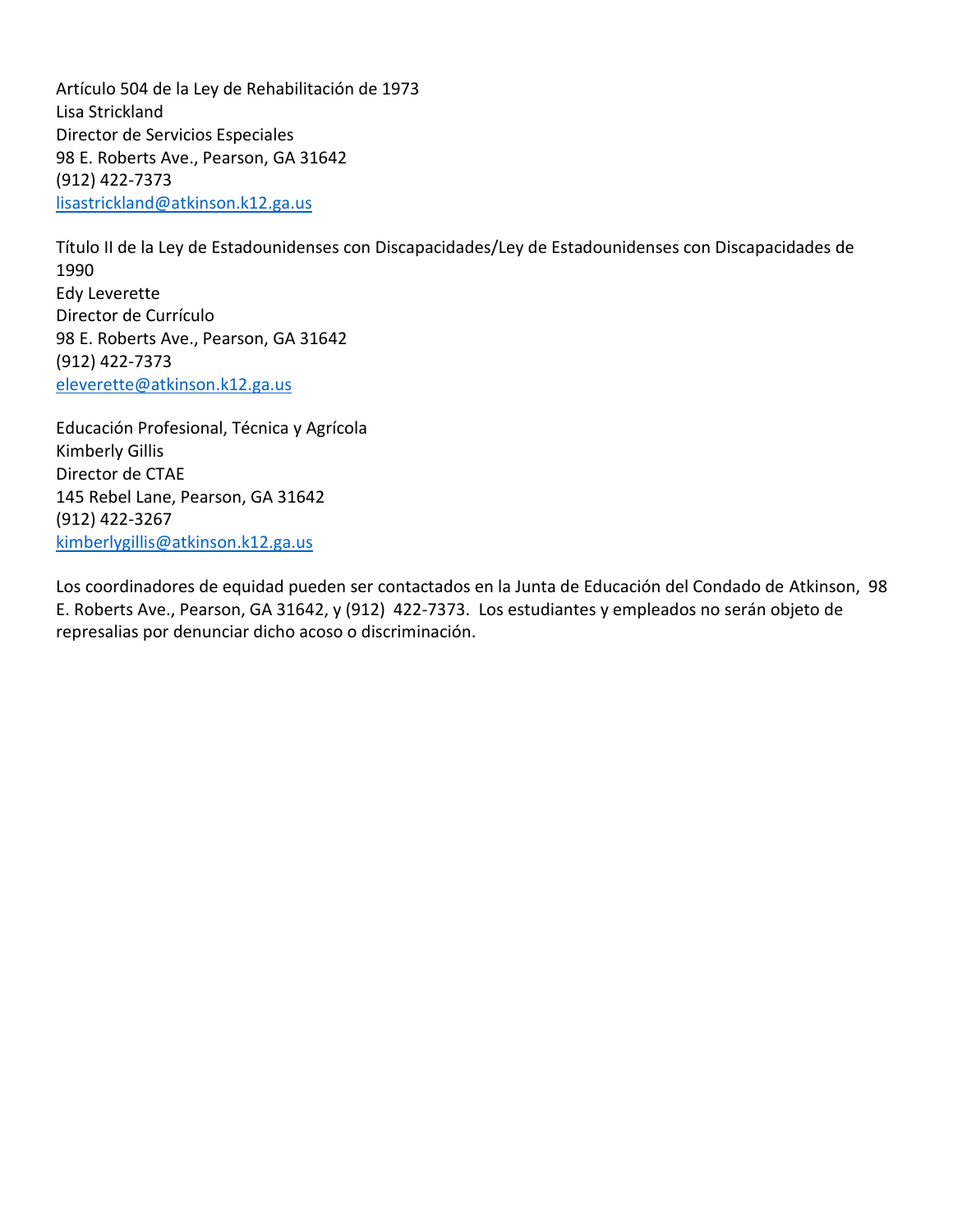Artículo 504 de la Ley de Rehabilitación de 1973
Lisa Strickland
Director de Servicios Especiales
98 E. Roberts Ave., Pearson, GA 31642
(912) 422-7373
lisastrickland@atkinson.k12.ga.us

Título II de la Ley de Estadounidenses con Discapacidades/Ley de Estadounidenses con Discapacidades de 1990
Edy Leverette
Director de Currículo
98 E. Roberts Ave., Pearson, GA 31642
(912) 422-7373
eleverette@atkinson.k12.ga.us

Educación Profesional, Técnica y Agrícola
Kimberly Gillis
Director de CTAE
145 Rebel Lane, Pearson, GA 31642
(912) 422-3267
kimberlygillis@atkinson.k12.ga.us

Los coordinadores de equidad pueden ser contactados en la Junta de Educación del Condado de Atkinson, 98 E. Roberts Ave., Pearson, GA 31642, y (912) 422-7373. Los estudiantes y empleados no serán objeto de represalias por denunciar dicho acoso o discriminación.